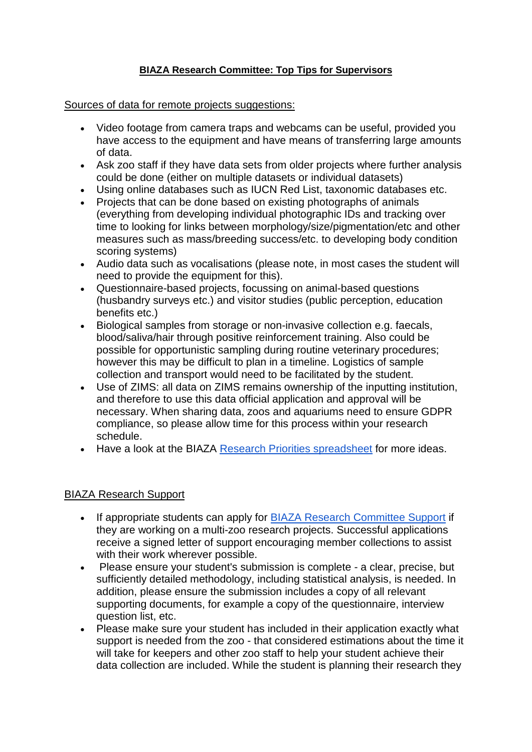**BIAZA Research Committee: Top Tips for Supervisors**

Sources of data for remote projects suggestions:

- Video footage from camera traps and webcams can be useful, provided you have access to the equipment and have means of transferring large amounts of data.
- Ask zoo staff if they have data sets from older projects where further analysis could be done (either on multiple datasets or individual datasets)
- Using online databases such as IUCN Red List, taxonomic databases etc.
- Projects that can be done based on existing photographs of animals (everything from developing individual photographic IDs and tracking over time to looking for links between morphology/size/pigmentation/etc and other measures such as mass/breeding success/etc. to developing body condition scoring systems)
- Audio data such as vocalisations (please note, in most cases the student will need to provide the equipment for this).
- Questionnaire-based projects, focussing on animal-based questions (husbandry surveys etc.) and visitor studies (public perception, education benefits etc.)
- Biological samples from storage or non-invasive collection e.g. faecals, blood/saliva/hair through positive reinforcement training. Also could be possible for opportunistic sampling during routine veterinary procedures; however this may be difficult to plan in a timeline. Logistics of sample collection and transport would need to be facilitated by the student.
- Use of ZIMS: all data on ZIMS remains ownership of the inputting institution, and therefore to use this data official application and approval will be necessary. When sharing data, zoos and aquariums need to ensure GDPR compliance, so please allow time for this process within your research schedule.
- Have a look at the BIAZA Research Priorities spreadsheet for more ideas.

BIAZA Research Support

- If appropriate students can apply for BIAZA Research Committee Support if they are working on a multi-zoo research projects. Successful applications receive a signed letter of support encouraging member collections to assist with their work wherever possible.
- Please ensure your student's submission is complete - a clear, precise, but sufficiently detailed methodology, including statistical analysis, is needed. In addition, please ensure the submission includes a copy of all relevant supporting documents, for example a copy of the questionnaire, interview question list, etc.
- Please make sure your student has included in their application exactly what support is needed from the zoo - that considered estimations about the time it will take for keepers and other zoo staff to help your student achieve their data collection are included. While the student is planning their research they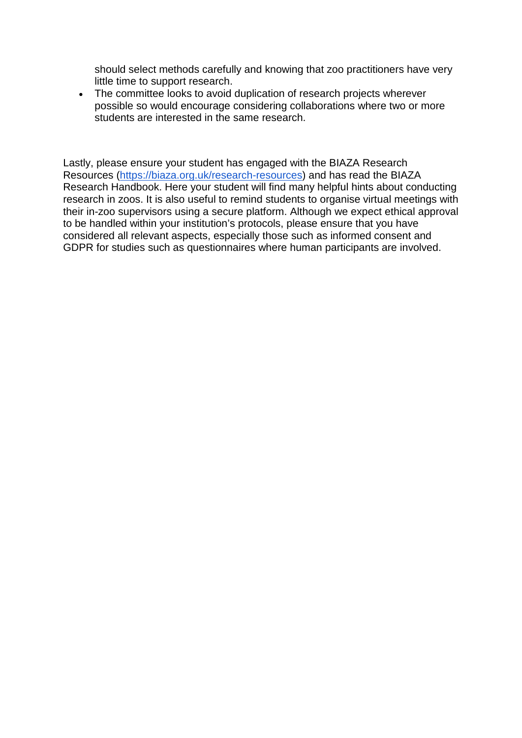should select methods carefully and knowing that zoo practitioners have very little time to support research.

- The committee looks to avoid duplication of research projects wherever possible so would encourage considering collaborations where two or more students are interested in the same research.

Lastly, please ensure your student has engaged with the BIAZA Research Resources (https://biaza.org.uk/research-resources) and has read the BIAZA Research Handbook. Here your student will find many helpful hints about conducting research in zoos. It is also useful to remind students to organise virtual meetings with their in-zoo supervisors using a secure platform. Although we expect ethical approval to be handled within your institution's protocols, please ensure that you have considered all relevant aspects, especially those such as informed consent and GDPR for studies such as questionnaires where human participants are involved.